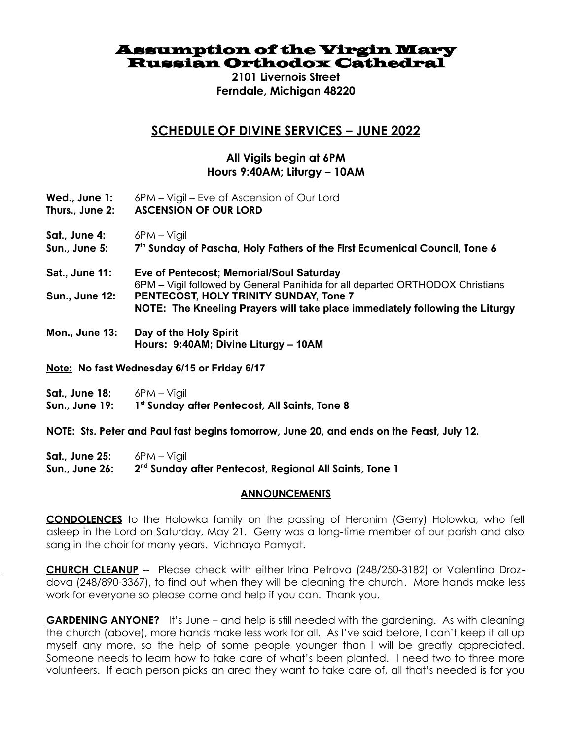# Assumption of the Virgin Mary Russian Orthodox Cathedral

**2101 Livernois Street**
**Ferndale, Michigan 48220**

## SCHEDULE OF DIVINE SERVICES – JUNE 2022

**All Vigils begin at 6PM**
**Hours 9:40AM; Liturgy – 10AM**

**Wed., June 1:** 6PM – Vigil – Eve of Ascension of Our Lord
**Thurs., June 2:** **ASCENSION OF OUR LORD**

**Sat., June 4:** 6PM – Vigil
**Sun., June 5:** **7th Sunday of Pascha, Holy Fathers of the First Ecumenical Council, Tone 6**

**Sat., June 11:** **Eve of Pentecost; Memorial/Soul Saturday**
6PM – Vigil followed by General Panihida for all departed ORTHODOX Christians
**Sun., June 12:** **PENTECOST, HOLY TRINITY SUNDAY, Tone 7**
**NOTE: The Kneeling Prayers will take place immediately following the Liturgy**

**Mon., June 13:** **Day of the Holy Spirit**
**Hours: 9:40AM; Divine Liturgy – 10AM**

**Note: No fast Wednesday 6/15 or Friday 6/17**

**Sat., June 18:** 6PM – Vigil
**Sun., June 19:** **1st Sunday after Pentecost, All Saints, Tone 8**

**NOTE: Sts. Peter and Paul fast begins tomorrow, June 20, and ends on the Feast, July 12.**

**Sat., June 25:** 6PM – Vigil
**Sun., June 26:** **2nd Sunday after Pentecost, Regional All Saints, Tone 1**

### ANNOUNCEMENTS

**CONDOLENCES** to the Holowka family on the passing of Heronim (Gerry) Holowka, who fell asleep in the Lord on Saturday, May 21. Gerry was a long-time member of our parish and also sang in the choir for many years. Vichnaya Pamyat.

**CHURCH CLEANUP** -- Please check with either Irina Petrova (248/250-3182) or Valentina Drozdova (248/890-3367), to find out when they will be cleaning the church. More hands make less work for everyone so please come and help if you can. Thank you.

**GARDENING ANYONE?** It's June – and help is still needed with the gardening. As with cleaning the church (above), more hands make less work for all. As I've said before, I can't keep it all up myself any more, so the help of some people younger than I will be greatly appreciated. Someone needs to learn how to take care of what's been planted. I need two to three more volunteers. If each person picks an area they want to take care of, all that's needed is for you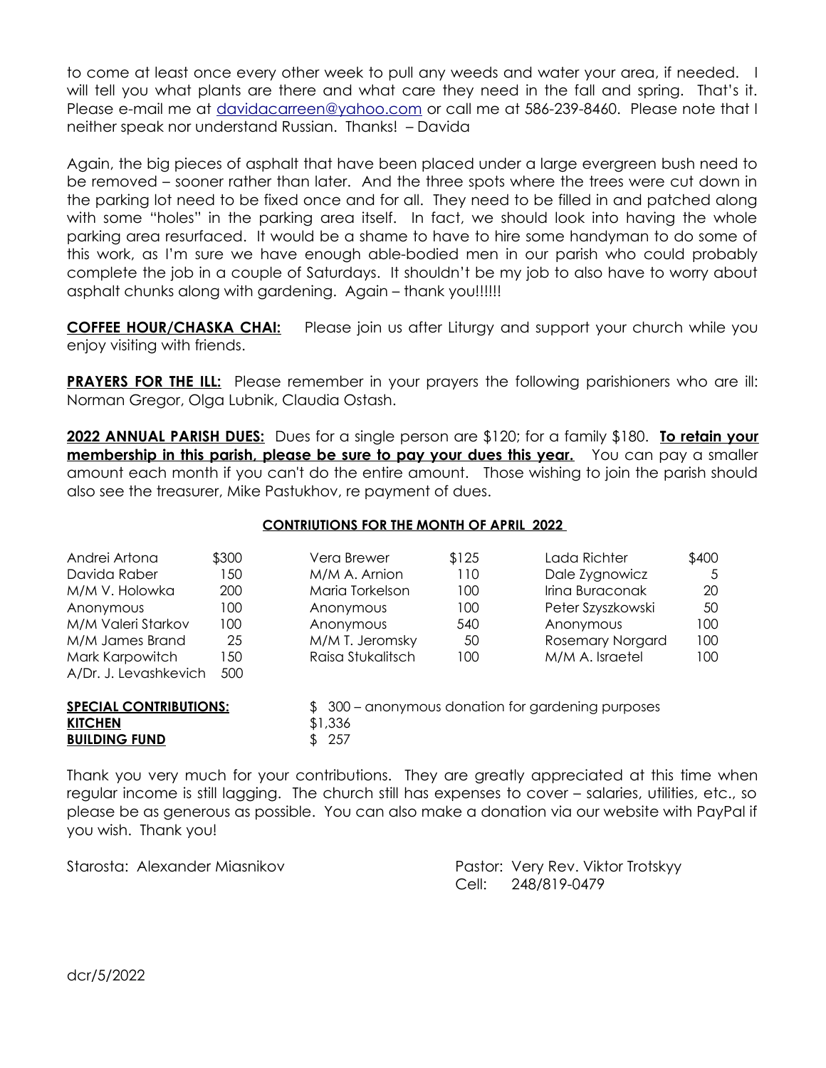to come at least once every other week to pull any weeds and water your area, if needed. I will tell you what plants are there and what care they need in the fall and spring. That's it. Please e-mail me at davidacarreen@yahoo.com or call me at 586-239-8460. Please note that I neither speak nor understand Russian. Thanks! – Davida

Again, the big pieces of asphalt that have been placed under a large evergreen bush need to be removed – sooner rather than later. And the three spots where the trees were cut down in the parking lot need to be fixed once and for all. They need to be filled in and patched along with some "holes" in the parking area itself. In fact, we should look into having the whole parking area resurfaced. It would be a shame to have to hire some handyman to do some of this work, as I'm sure we have enough able-bodied men in our parish who could probably complete the job in a couple of Saturdays. It shouldn't be my job to also have to worry about asphalt chunks along with gardening. Again – thank you!!!!!!

**COFFEE HOUR/CHASKA CHAI:** Please join us after Liturgy and support your church while you enjoy visiting with friends.

**PRAYERS FOR THE ILL:** Please remember in your prayers the following parishioners who are ill: Norman Gregor, Olga Lubnik, Claudia Ostash.

**2022 ANNUAL PARISH DUES:** Dues for a single person are $120; for a family $180. **To retain your membership in this parish, please be sure to pay your dues this year.** You can pay a smaller amount each month if you can't do the entire amount. Those wishing to join the parish should also see the treasurer, Mike Pastukhov, re payment of dues.

**CONTRIUTIONS FOR THE MONTH OF APRIL 2022**

| | | | | | |
|---|---|---|---|---|---|
| Andrei Artona | $300 | Vera Brewer | $125 | Lada Richter | $400 |
| Davida Raber | 150 | M/M A. Arnion | 110 | Dale Zygnowicz | 5 |
| M/M V. Holowka | 200 | Maria Torkelson | 100 | Irina Buraconak | 20 |
| Anonymous | 100 | Anonymous | 100 | Peter Szyszkowski | 50 |
| M/M Valeri Starkov | 100 | Anonymous | 540 | Anonymous | 100 |
| M/M James Brand | 25 | M/M T. Jeromsky | 50 | Rosemary Norgard | 100 |
| Mark Karpowitch | 150 | Raisa Stukalitsch | 100 | M/M A. Israetel | 100 |
| A/Dr. J. Levashkevich | 500 | | | | |

**SPECIAL CONTRIBUTIONS:** $ 300 – anonymous donation for gardening purposes
**KITCHEN** $1,336
**BUILDING FUND** $ 257

Thank you very much for your contributions. They are greatly appreciated at this time when regular income is still lagging. The church still has expenses to cover – salaries, utilities, etc., so please be as generous as possible. You can also make a donation via our website with PayPal if you wish. Thank you!

Starosta: Alexander Miasnikov

Pastor: Very Rev. Viktor Trotskyy
Cell: 248/819-0479

dcr/5/2022